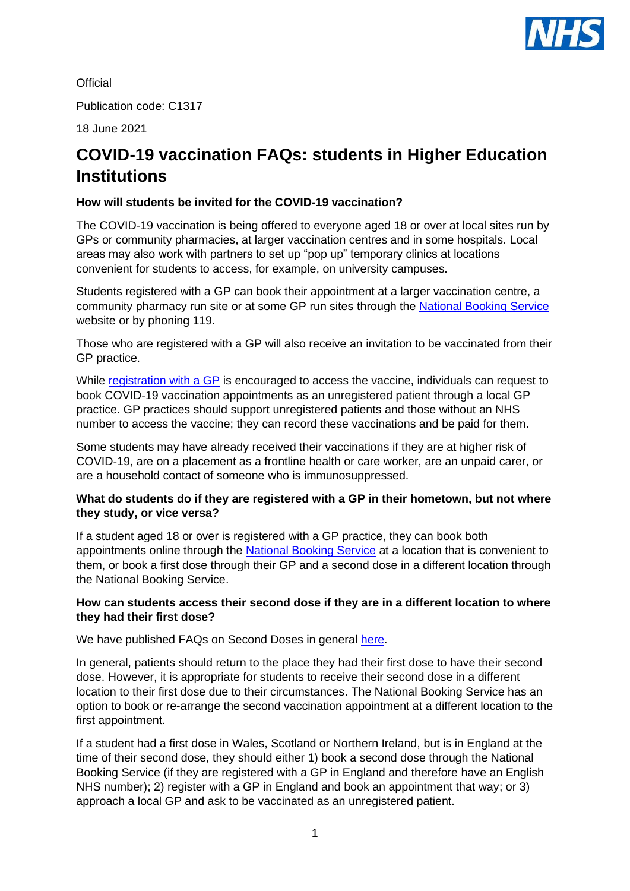Official

Publication code: C1317

18 June 2021

# COVID-19 vaccination FAQs: students in Higher Education Institutions

**How will students be invited for the COVID-19 vaccination?**

The COVID-19 vaccination is being offered to everyone aged 18 or over at local sites run by GPs or community pharmacies, at larger vaccination centres and in some hospitals. Local areas may also work with partners to set up "pop up" temporary clinics at locations convenient for students to access, for example, on university campuses.

Students registered with a GP can book their appointment at a larger vaccination centre, a community pharmacy run site or at some GP run sites through the National Booking Service website or by phoning 119.

Those who are registered with a GP will also receive an invitation to be vaccinated from their GP practice.

While registration with a GP is encouraged to access the vaccine, individuals can request to book COVID-19 vaccination appointments as an unregistered patient through a local GP practice. GP practices should support unregistered patients and those without an NHS number to access the vaccine; they can record these vaccinations and be paid for them.

Some students may have already received their vaccinations if they are at higher risk of COVID-19, are on a placement as a frontline health or care worker, are an unpaid carer, or are a household contact of someone who is immunosuppressed.

**What do students do if they are registered with a GP in their hometown, but not where they study, or vice versa?**

If a student aged 18 or over is registered with a GP practice, they can book both appointments online through the National Booking Service at a location that is convenient to them, or book a first dose through their GP and a second dose in a different location through the National Booking Service.

**How can students access their second dose if they are in a different location to where they had their first dose?**

We have published FAQs on Second Doses in general here.

In general, patients should return to the place they had their first dose to have their second dose. However, it is appropriate for students to receive their second dose in a different location to their first dose due to their circumstances. The National Booking Service has an option to book or re-arrange the second vaccination appointment at a different location to the first appointment.

If a student had a first dose in Wales, Scotland or Northern Ireland, but is in England at the time of their second dose, they should either 1) book a second dose through the National Booking Service (if they are registered with a GP in England and therefore have an English NHS number); 2) register with a GP in England and book an appointment that way; or 3) approach a local GP and ask to be vaccinated as an unregistered patient.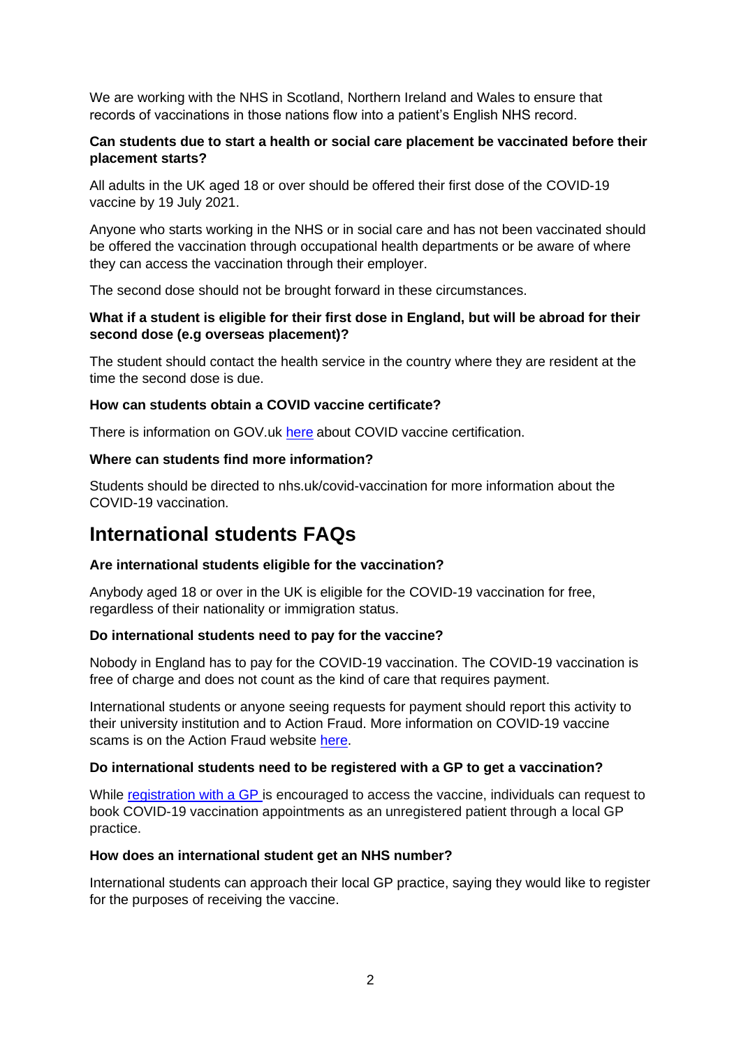We are working with the NHS in Scotland, Northern Ireland and Wales to ensure that records of vaccinations in those nations flow into a patient's English NHS record.

**Can students due to start a health or social care placement be vaccinated before their placement starts?**

All adults in the UK aged 18 or over should be offered their first dose of the COVID-19 vaccine by 19 July 2021.

Anyone who starts working in the NHS or in social care and has not been vaccinated should be offered the vaccination through occupational health departments or be aware of where they can access the vaccination through their employer.

The second dose should not be brought forward in these circumstances.

**What if a student is eligible for their first dose in England, but will be abroad for their second dose (e.g overseas placement)?**

The student should contact the health service in the country where they are resident at the time the second dose is due.

**How can students obtain a COVID vaccine certificate?**

There is information on GOV.uk here about COVID vaccine certification.

**Where can students find more information?**

Students should be directed to nhs.uk/covid-vaccination for more information about the COVID-19 vaccination.

## International students FAQs

**Are international students eligible for the vaccination?**

Anybody aged 18 or over in the UK is eligible for the COVID-19 vaccination for free, regardless of their nationality or immigration status.

**Do international students need to pay for the vaccine?**

Nobody in England has to pay for the COVID-19 vaccination. The COVID-19 vaccination is free of charge and does not count as the kind of care that requires payment.

International students or anyone seeing requests for payment should report this activity to their university institution and to Action Fraud. More information on COVID-19 vaccine scams is on the Action Fraud website here.

**Do international students need to be registered with a GP to get a vaccination?**

While registration with a GP is encouraged to access the vaccine, individuals can request to book COVID-19 vaccination appointments as an unregistered patient through a local GP practice.

**How does an international student get an NHS number?**

International students can approach their local GP practice, saying they would like to register for the purposes of receiving the vaccine.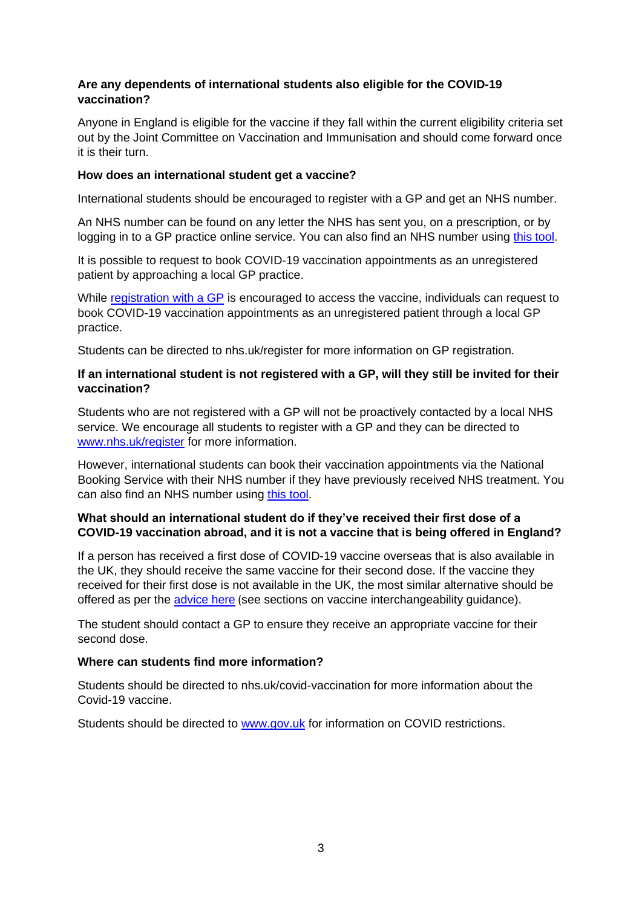**Are any dependents of international students also eligible for the COVID-19 vaccination?**

Anyone in England is eligible for the vaccine if they fall within the current eligibility criteria set out by the Joint Committee on Vaccination and Immunisation and should come forward once it is their turn.

**How does an international student get a vaccine?**

International students should be encouraged to register with a GP and get an NHS number.

An NHS number can be found on any letter the NHS has sent you, on a prescription, or by logging in to a GP practice online service. You can also find an NHS number using this tool.

It is possible to request to book COVID-19 vaccination appointments as an unregistered patient by approaching a local GP practice.

While registration with a GP is encouraged to access the vaccine, individuals can request to book COVID-19 vaccination appointments as an unregistered patient through a local GP practice.

Students can be directed to nhs.uk/register for more information on GP registration.

**If an international student is not registered with a GP, will they still be invited for their vaccination?**

Students who are not registered with a GP will not be proactively contacted by a local NHS service. We encourage all students to register with a GP and they can be directed to www.nhs.uk/register for more information.

However, international students can book their vaccination appointments via the National Booking Service with their NHS number if they have previously received NHS treatment. You can also find an NHS number using this tool.

**What should an international student do if they've received their first dose of a COVID-19 vaccination abroad, and it is not a vaccine that is being offered in England?**

If a person has received a first dose of COVID-19 vaccine overseas that is also available in the UK, they should receive the same vaccine for their second dose. If the vaccine they received for their first dose is not available in the UK, the most similar alternative should be offered as per the advice here (see sections on vaccine interchangeability guidance).

The student should contact a GP to ensure they receive an appropriate vaccine for their second dose.

**Where can students find more information?**

Students should be directed to nhs.uk/covid-vaccination for more information about the Covid-19 vaccine.

Students should be directed to www.gov.uk for information on COVID restrictions.